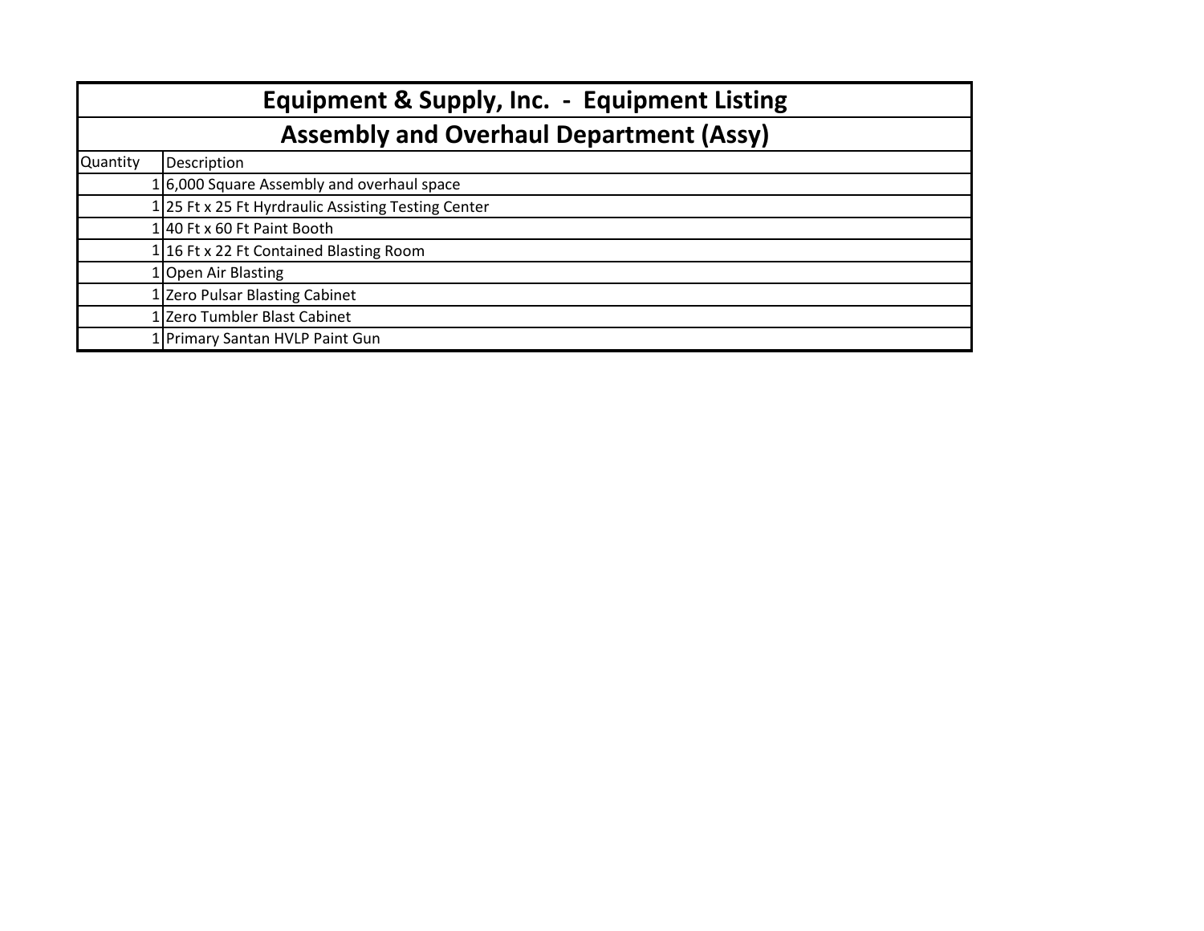## Equipment & Supply, Inc. - Equipment Listing

### Assembly and Overhaul Department (Assy)

| Quantity | Description |
|---|---|
| 1 | 6,000 Square Assembly and overhaul space |
| 1 | 25 Ft x 25 Ft Hyrdraulic Assisting Testing Center |
| 1 | 40 Ft x 60 Ft Paint Booth |
| 1 | 16 Ft x 22 Ft Contained Blasting Room |
| 1 | Open Air Blasting |
| 1 | Zero Pulsar Blasting Cabinet |
| 1 | Zero Tumbler Blast Cabinet |
| 1 | Primary Santan HVLP Paint Gun |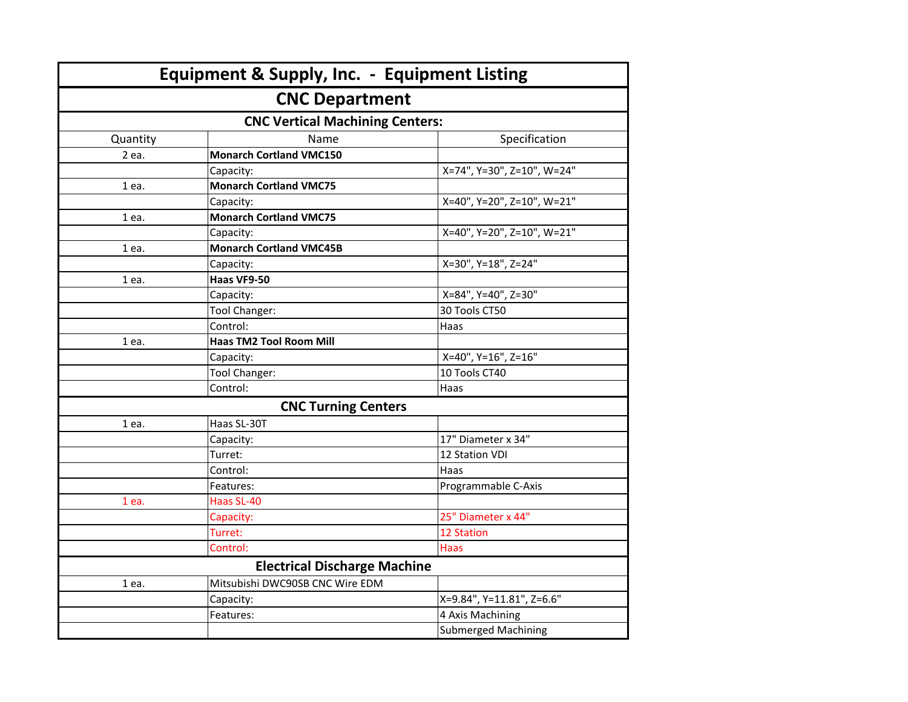# Equipment & Supply, Inc. - Equipment Listing

## CNC Department

### CNC Vertical Machining Centers:

| Quantity | Name | Specification |
|---|---|---|
| 2 ea. | **Monarch Cortland VMC150** | |
| | Capacity: | X=74", Y=30", Z=10", W=24" |
| 1 ea. | **Monarch Cortland VMC75** | |
| | Capacity: | X=40", Y=20", Z=10", W=21" |
| 1 ea. | **Monarch Cortland VMC75** | |
| | Capacity: | X=40", Y=20", Z=10", W=21" |
| 1 ea. | **Monarch Cortland VMC45B** | |
| | Capacity: | X=30", Y=18", Z=24" |
| 1 ea. | **Haas VF9-50** | |
| | Capacity: | X=84", Y=40", Z=30" |
| | Tool Changer: | 30 Tools CT50 |
| | Control: | Haas |
| 1 ea. | **Haas TM2 Tool Room Mill** | |
| | Capacity: | X=40", Y=16", Z=16" |
| | Tool Changer: | 10 Tools CT40 |
| | Control: | Haas |

### CNC Turning Centers

| Quantity | Name | Specification |
|---|---|---|
| 1 ea. | Haas SL-30T | |
| | Capacity: | 17" Diameter x 34" |
| | Turret: | 12 Station VDI |
| | Control: | Haas |
| | Features: | Programmable C-Axis |
| 1 ea. | Haas SL-40 | |
| | Capacity: | 25" Diameter x 44" |
| | Turret: | 12 Station |
| | Control: | Haas |

### Electrical Discharge Machine

| Quantity | Name | Specification |
|---|---|---|
| 1 ea. | Mitsubishi DWC90SB CNC Wire EDM | |
| | Capacity: | X=9.84", Y=11.81", Z=6.6" |
| | Features: | 4 Axis Machining |
| | | Submerged Machining |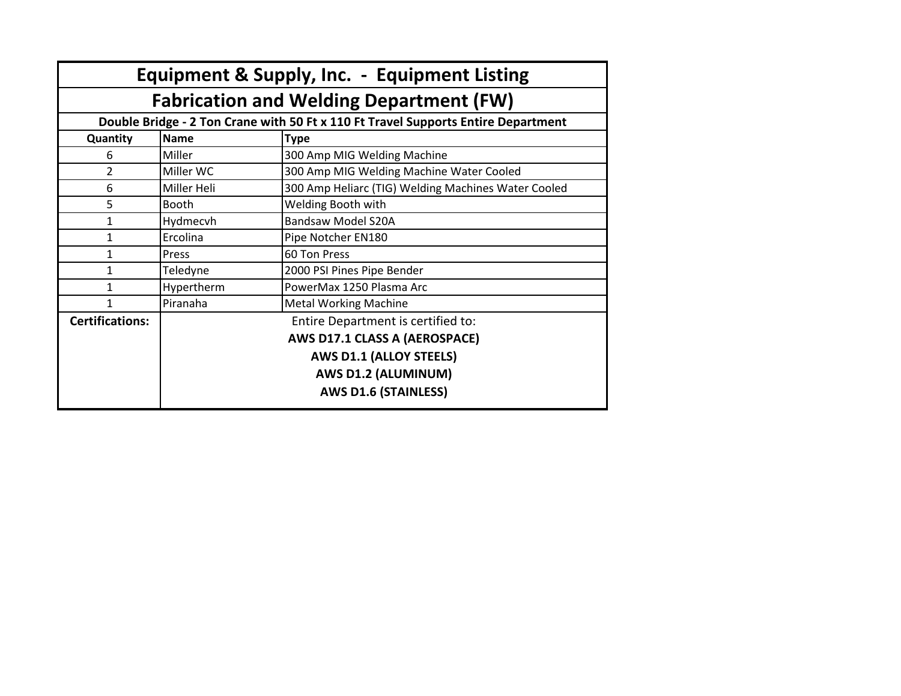# Equipment & Supply, Inc. - Equipment Listing

## Fabrication and Welding Department (FW)

**Double Bridge - 2 Ton Crane with 50 Ft x 110 Ft Travel Supports Entire Department**

| Quantity | Name | Type |
|---|---|---|
| 6 | Miller | 300 Amp MIG Welding Machine |
| 2 | Miller WC | 300 Amp MIG Welding Machine Water Cooled |
| 6 | Miller Heli | 300 Amp Heliarc (TIG) Welding Machines Water Cooled |
| 5 | Booth | Welding Booth with |
| 1 | Hydmecvh | Bandsaw Model S20A |
| 1 | Ercolina | Pipe Notcher EN180 |
| 1 | Press | 60 Ton Press |
| 1 | Teledyne | 2000 PSI Pines Pipe Bender |
| 1 | Hypertherm | PowerMax 1250 Plasma Arc |
| 1 | Piranaha | Metal Working Machine |
| **Certifications:** | Entire Department is certified to:<br>**AWS D17.1 CLASS A (AEROSPACE)**<br>**AWS D1.1 (ALLOY STEELS)**<br>**AWS D1.2 (ALUMINUM)**<br>**AWS D1.6 (STAINLESS)** | |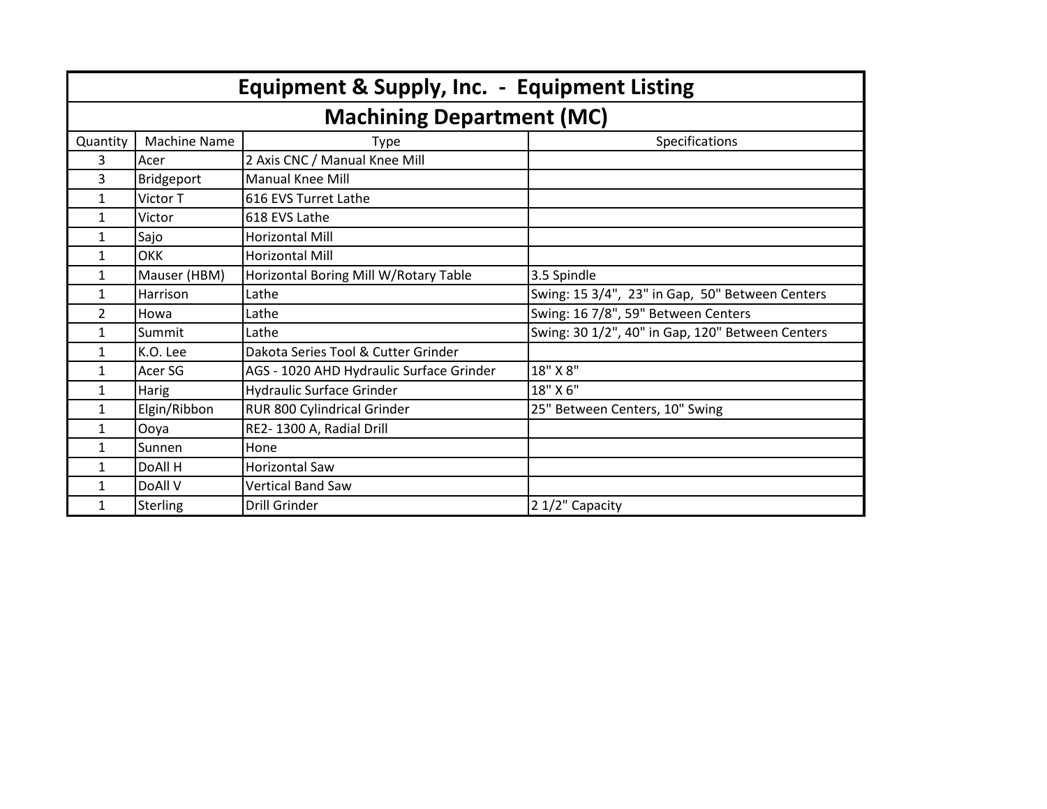# Equipment & Supply, Inc. - Equipment Listing

## Machining Department (MC)

| Quantity | Machine Name | Type | Specifications |
|---|---|---|---|
| 3 | Acer | 2 Axis CNC / Manual Knee Mill | |
| 3 | Bridgeport | Manual Knee Mill | |
| 1 | Victor T | 616 EVS Turret Lathe | |
| 1 | Victor | 618 EVS Lathe | |
| 1 | Sajo | Horizontal Mill | |
| 1 | OKK | Horizontal Mill | |
| 1 | Mauser (HBM) | Horizontal Boring Mill W/Rotary Table | 3.5 Spindle |
| 1 | Harrison | Lathe | Swing: 15 3/4", 23" in Gap, 50" Between Centers |
| 2 | Howa | Lathe | Swing: 16 7/8", 59" Between Centers |
| 1 | Summit | Lathe | Swing: 30 1/2", 40" in Gap, 120" Between Centers |
| 1 | K.O. Lee | Dakota Series Tool & Cutter Grinder | |
| 1 | Acer SG | AGS - 1020 AHD Hydraulic Surface Grinder | 18" X 8" |
| 1 | Harig | Hydraulic Surface Grinder | 18" X 6" |
| 1 | Elgin/Ribbon | RUR 800 Cylindrical Grinder | 25" Between Centers, 10" Swing |
| 1 | Ooya | RE2- 1300 A, Radial Drill | |
| 1 | Sunnen | Hone | |
| 1 | DoAll H | Horizontal Saw | |
| 1 | DoAll V | Vertical Band Saw | |
| 1 | Sterling | Drill Grinder | 2 1/2" Capacity |